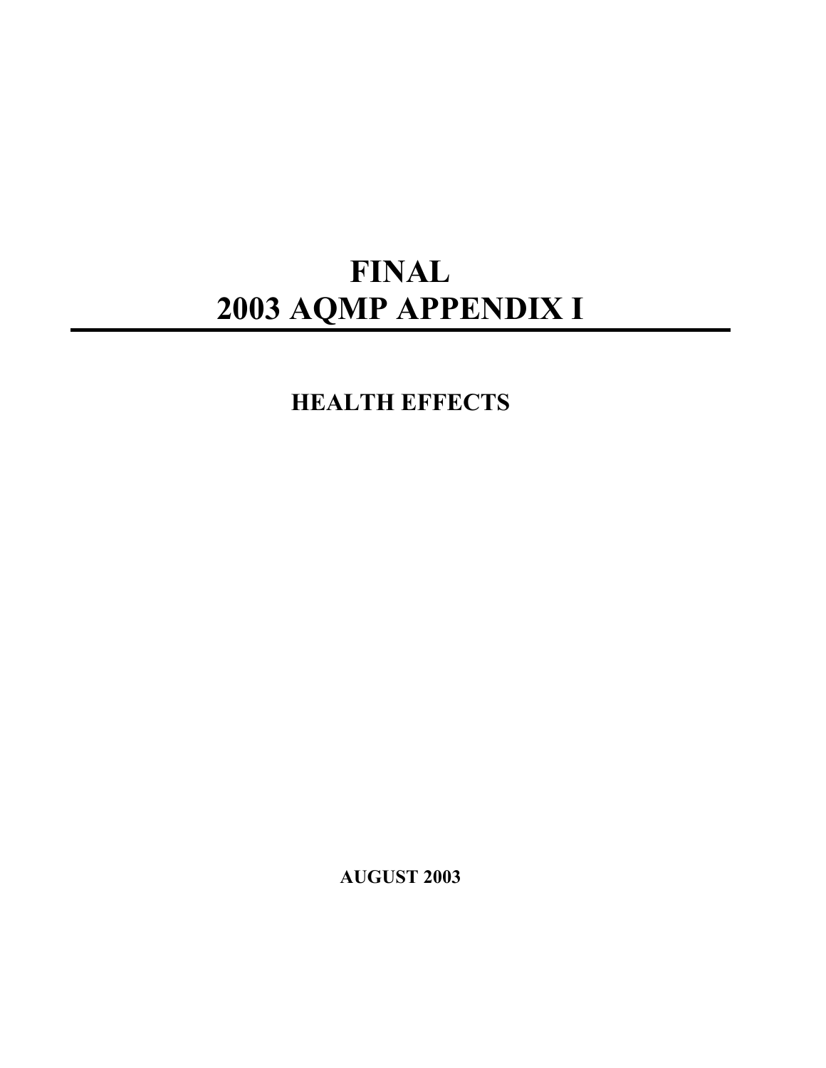# FINAL
# 2003 AQMP APPENDIX I

## HEALTH EFFECTS

**AUGUST 2003**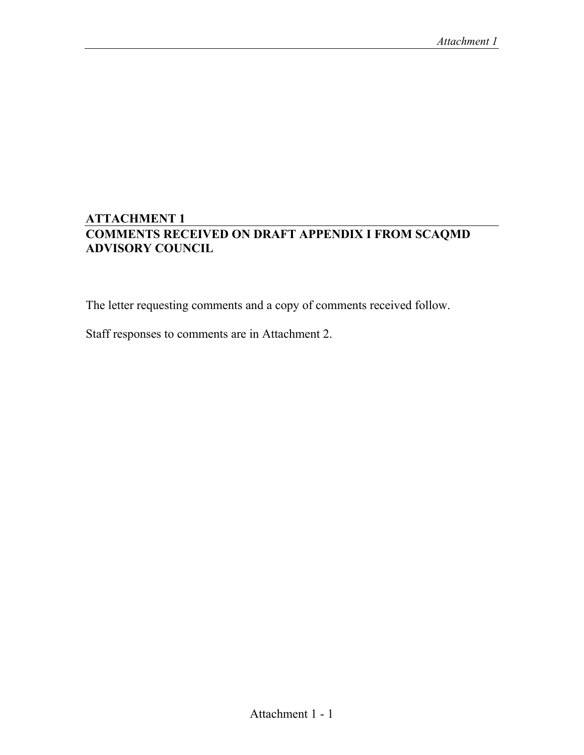## ATTACHMENT 1
## COMMENTS RECEIVED ON DRAFT APPENDIX I FROM SCAQMD ADVISORY COUNCIL

The letter requesting comments and a copy of comments received follow.

Staff responses to comments are in Attachment 2.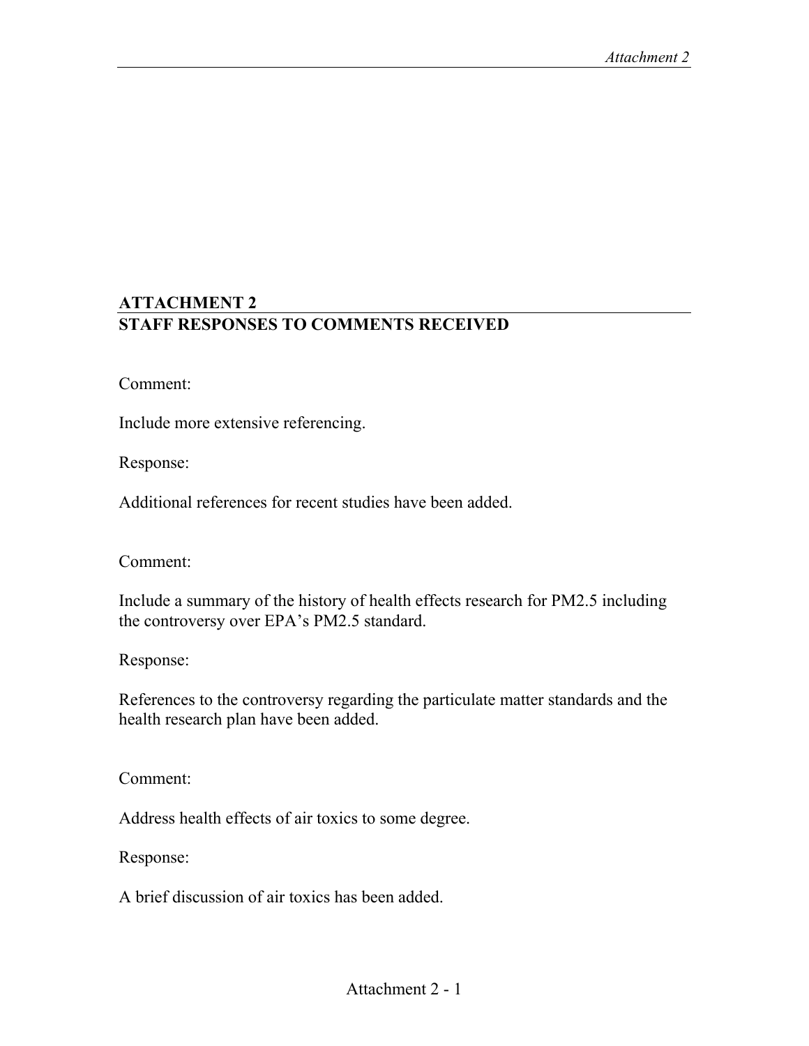# ATTACHMENT 2
# STAFF RESPONSES TO COMMENTS RECEIVED

Comment:

Include more extensive referencing.

Response:

Additional references for recent studies have been added.

Comment:

Include a summary of the history of health effects research for PM2.5 including the controversy over EPA's PM2.5 standard.

Response:

References to the controversy regarding the particulate matter standards and the health research plan have been added.

Comment:

Address health effects of air toxics to some degree.

Response:

A brief discussion of air toxics has been added.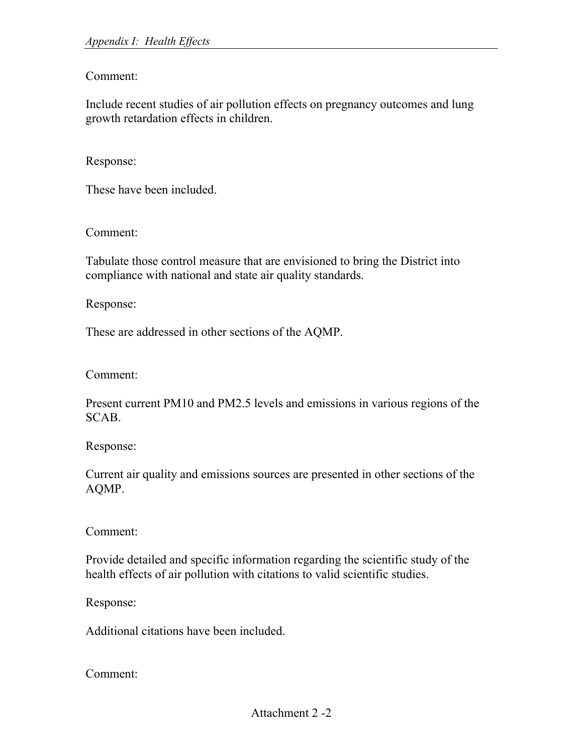Comment:

Include recent studies of air pollution effects on pregnancy outcomes and lung growth retardation effects in children.

Response:

These have been included.

Comment:

Tabulate those control measure that are envisioned to bring the District into compliance with national and state air quality standards.

Response:

These are addressed in other sections of the AQMP.

Comment:

Present current PM10 and PM2.5 levels and emissions in various regions of the SCAB.

Response:

Current air quality and emissions sources are presented in other sections of the AQMP.

Comment:

Provide detailed and specific information regarding the scientific study of the health effects of air pollution with citations to valid scientific studies.

Response:

Additional citations have been included.

Comment: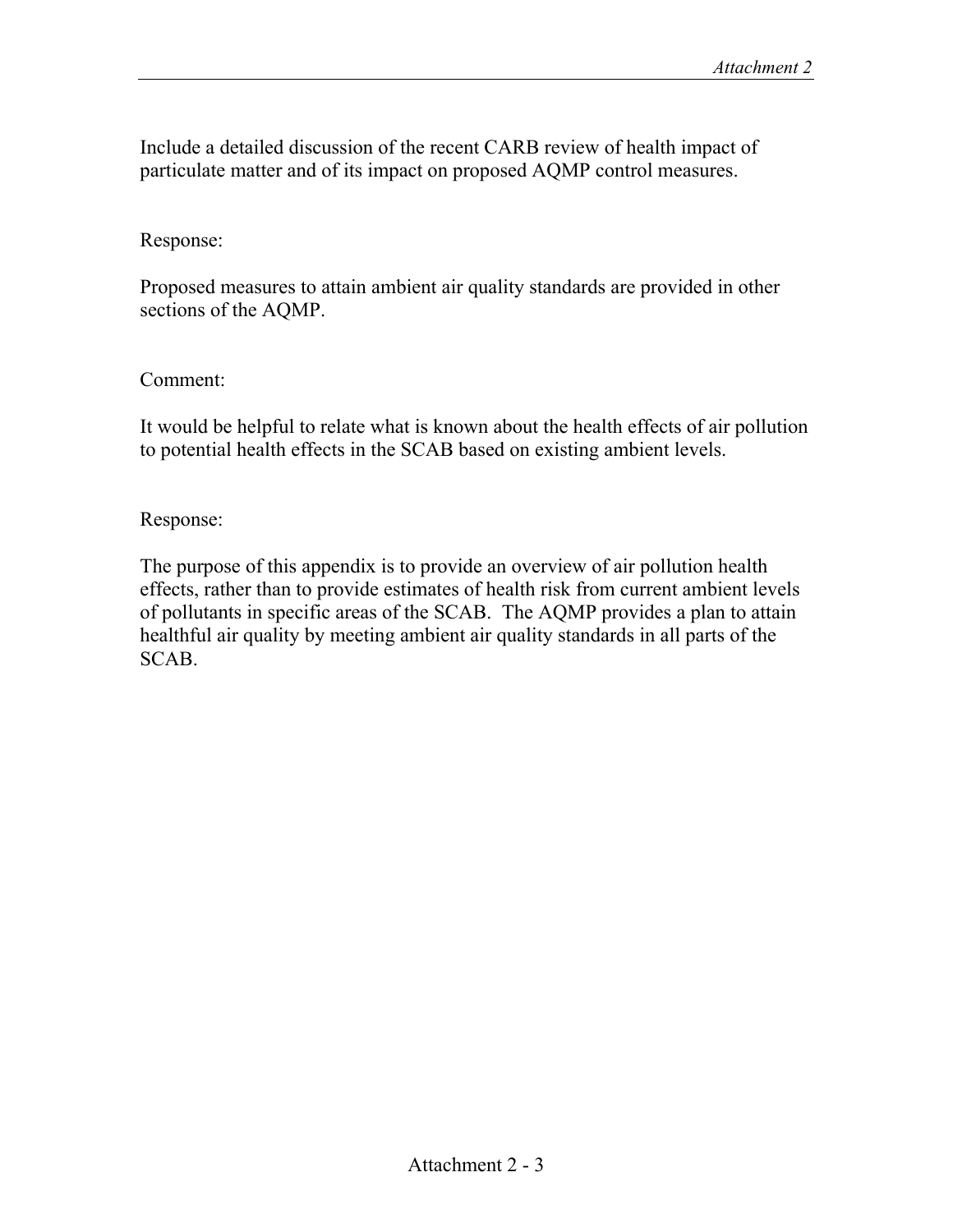Include a detailed discussion of the recent CARB review of health impact of particulate matter and of its impact on proposed AQMP control measures.

Response:

Proposed measures to attain ambient air quality standards are provided in other sections of the AQMP.

Comment:

It would be helpful to relate what is known about the health effects of air pollution to potential health effects in the SCAB based on existing ambient levels.

Response:

The purpose of this appendix is to provide an overview of air pollution health effects, rather than to provide estimates of health risk from current ambient levels of pollutants in specific areas of the SCAB. The AQMP provides a plan to attain healthful air quality by meeting ambient air quality standards in all parts of the SCAB.